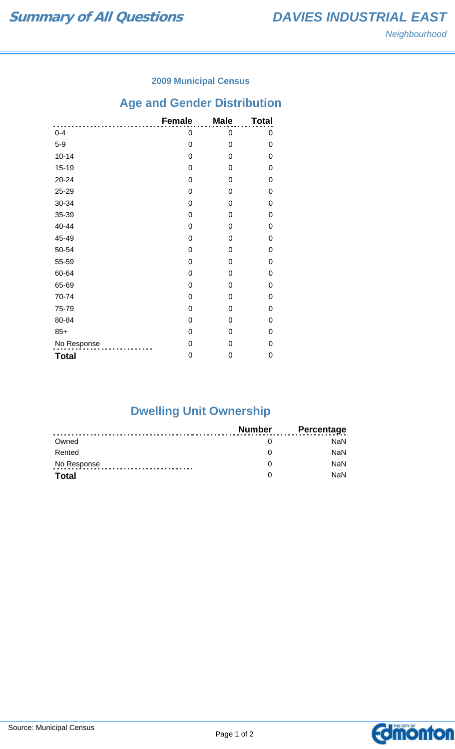# Summary of All Questions

## DAVIES INDUSTRIAL EAST

*Neighbourhood*

### 2009 Municipal Census

## Age and Gender Distribution

| | Female | Male | Total |
|---|---|---|---|
| 0-4 | 0 | 0 | 0 |
| 5-9 | 0 | 0 | 0 |
| 10-14 | 0 | 0 | 0 |
| 15-19 | 0 | 0 | 0 |
| 20-24 | 0 | 0 | 0 |
| 25-29 | 0 | 0 | 0 |
| 30-34 | 0 | 0 | 0 |
| 35-39 | 0 | 0 | 0 |
| 40-44 | 0 | 0 | 0 |
| 45-49 | 0 | 0 | 0 |
| 50-54 | 0 | 0 | 0 |
| 55-59 | 0 | 0 | 0 |
| 60-64 | 0 | 0 | 0 |
| 65-69 | 0 | 0 | 0 |
| 70-74 | 0 | 0 | 0 |
| 75-79 | 0 | 0 | 0 |
| 80-84 | 0 | 0 | 0 |
| 85+ | 0 | 0 | 0 |
| No Response | 0 | 0 | 0 |
| **Total** | 0 | 0 | 0 |

## Dwelling Unit Ownership

| | Number | Percentage |
|---|---|---|
| Owned | 0 | NaN |
| Rented | 0 | NaN |
| No Response | 0 | NaN |
| **Total** | 0 | NaN |

Source: Municipal Census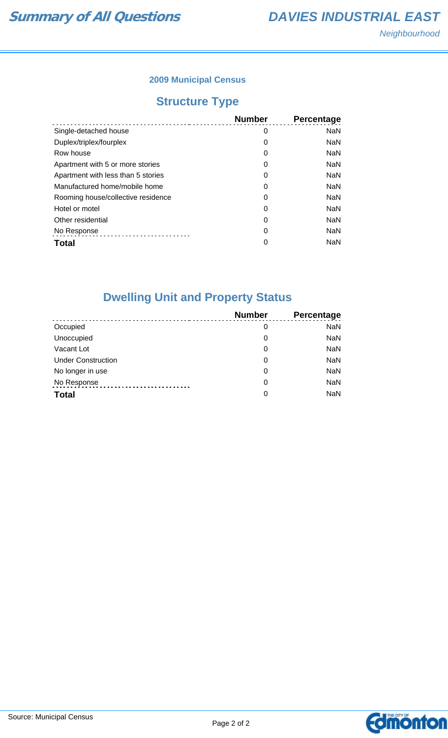### 2009 Municipal Census

## Structure Type

| | Number | Percentage |
|---|---|---|
| Single-detached house | 0 | NaN |
| Duplex/triplex/fourplex | 0 | NaN |
| Row house | 0 | NaN |
| Apartment with 5 or more stories | 0 | NaN |
| Apartment with less than 5 stories | 0 | NaN |
| Manufactured home/mobile home | 0 | NaN |
| Rooming house/collective residence | 0 | NaN |
| Hotel or motel | 0 | NaN |
| Other residential | 0 | NaN |
| No Response | 0 | NaN |
| **Total** | 0 | NaN |

## Dwelling Unit and Property Status

| | Number | Percentage |
|---|---|---|
| Occupied | 0 | NaN |
| Unoccupied | 0 | NaN |
| Vacant Lot | 0 | NaN |
| Under Construction | 0 | NaN |
| No longer in use | 0 | NaN |
| No Response | 0 | NaN |
| **Total** | 0 | NaN |

Source: Municipal Census